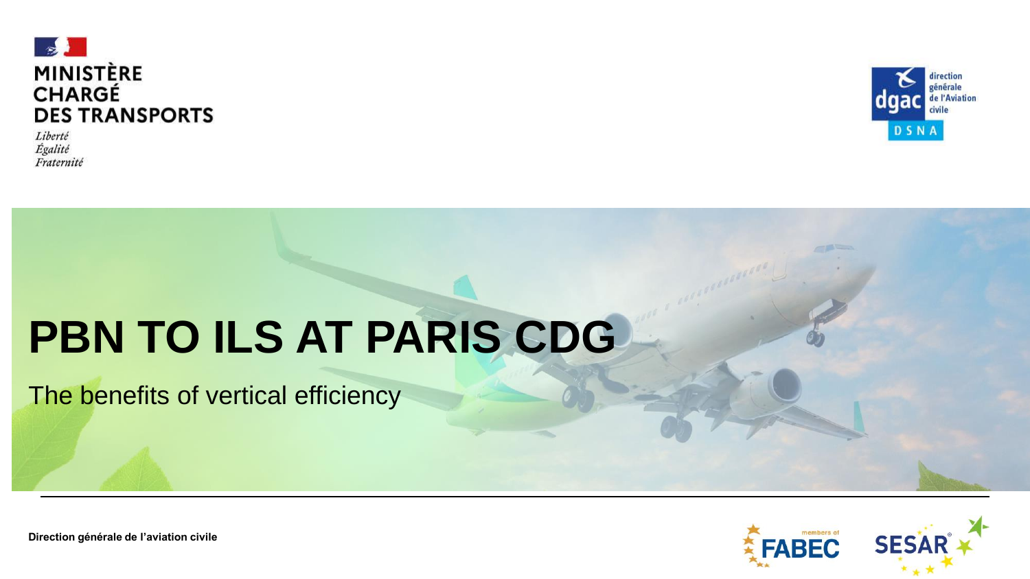MINISTÈRE CHARGÉ DES TRANSPORTS

*Liberté*
*Égalité*
*Fraternité*

direction générale de l'Aviation civile — dgac DSNA

# PBN TO ILS AT PARIS CDG

The benefits of vertical efficiency

**Direction générale de l'aviation civile**

members of FABEC

SESAR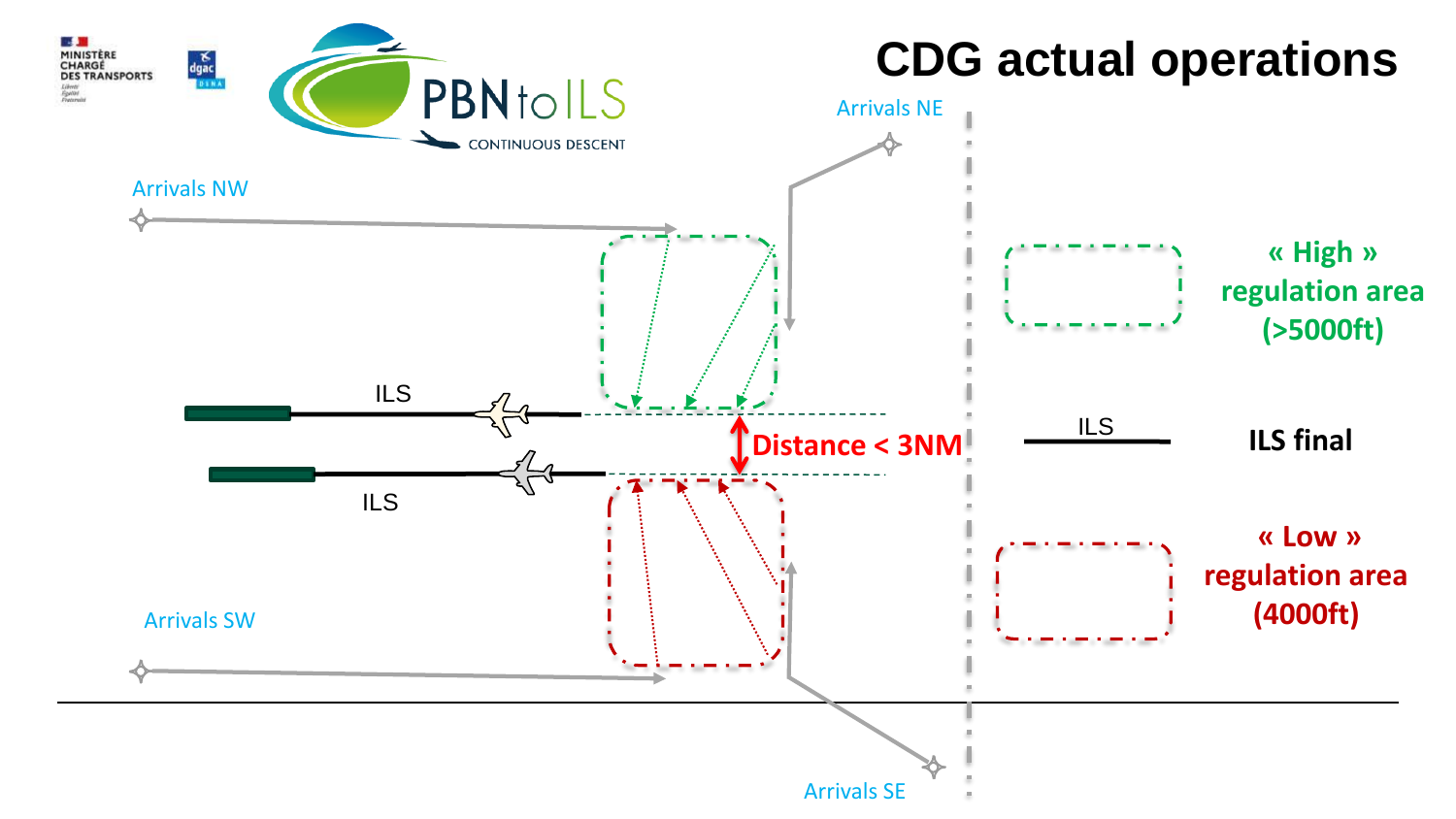# CDG actual operations

Arrivals NW

Arrivals NE

Arrivals SW

Arrivals SE

ILS

ILS

Distance < 3NM

« High » regulation area (>5000ft)

ILS final

« Low » regulation area (4000ft)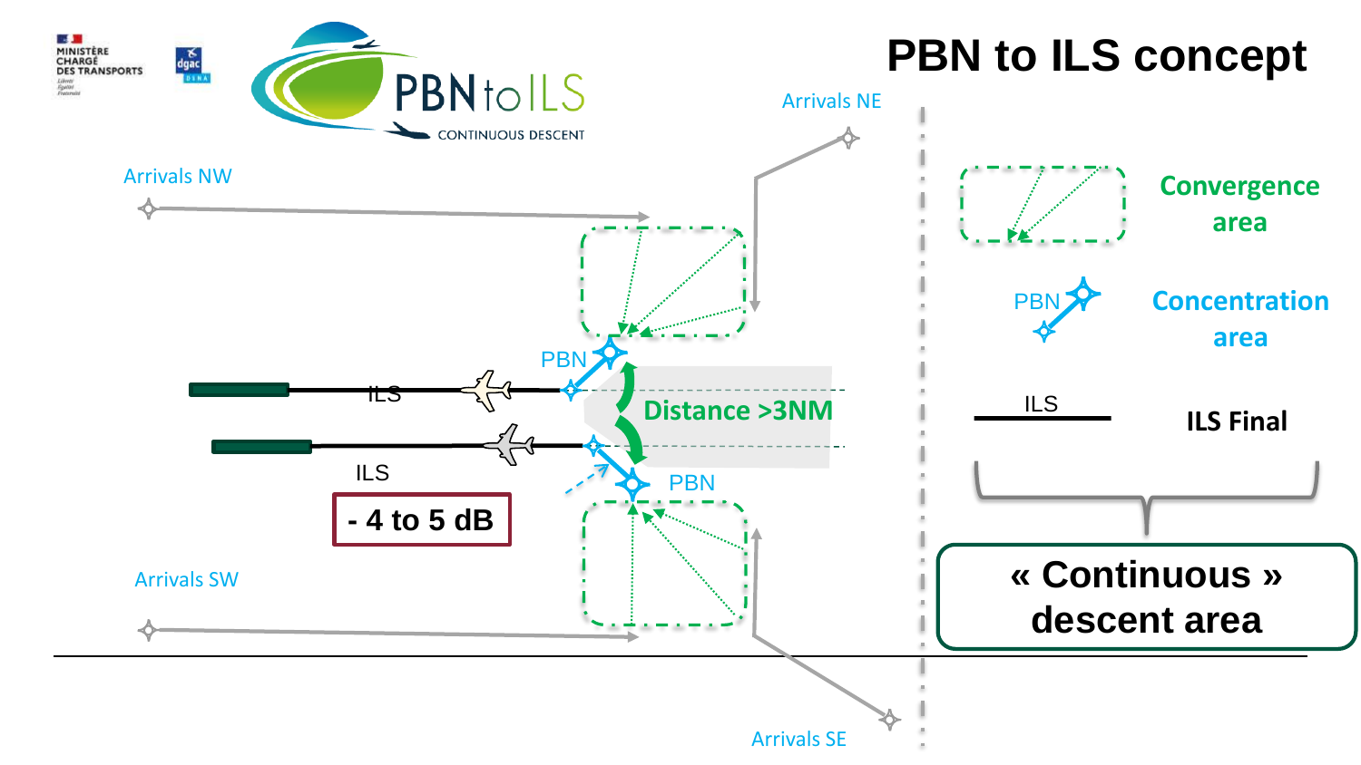# PBN to ILS concept

PBN to ILS
CONTINUOUS DESCENT

MINISTÈRE CHARGÉ DES TRANSPORTS

dgac DSNA

Arrivals NW

Arrivals NE

Arrivals SW

Arrivals SE

PBN

ILS

ILS

PBN

Distance >3NM

- 4 to 5 dB

Convergence area

PBN

Concentration area

ILS

ILS Final

« Continuous » descent area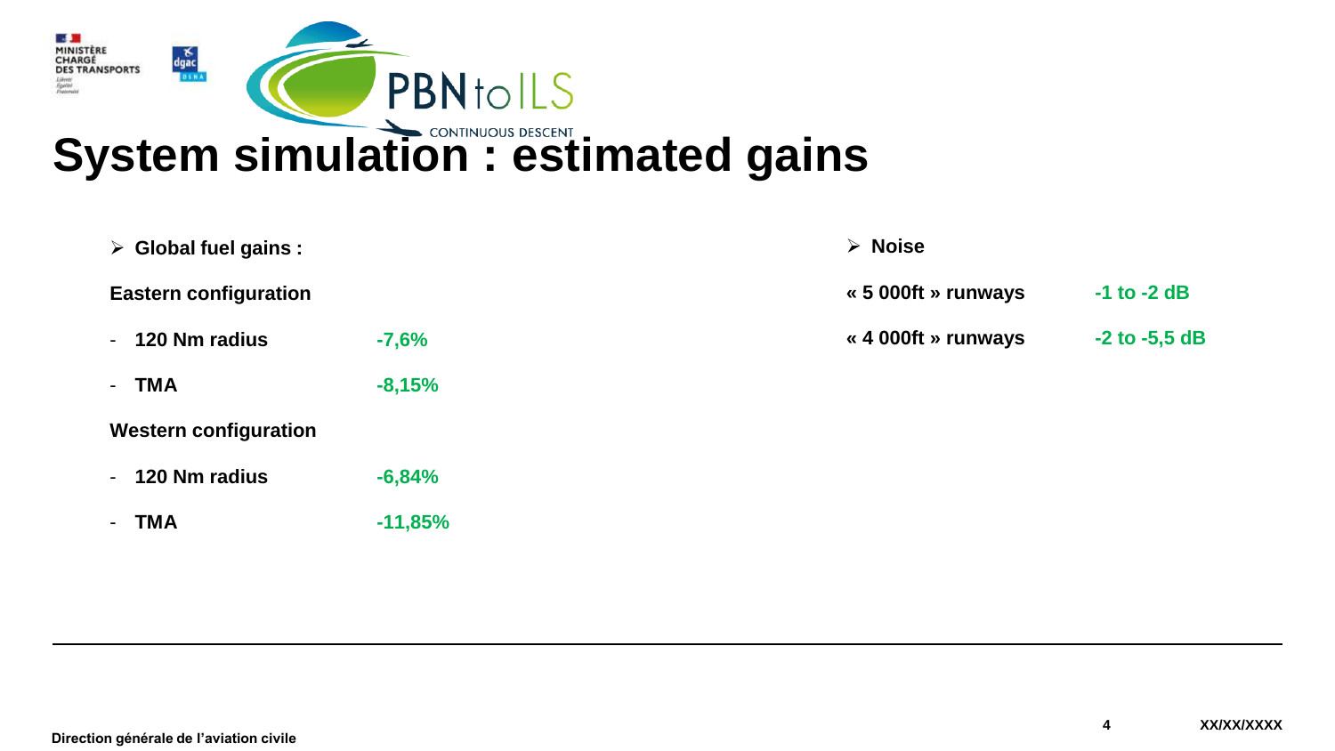# System simulation : estimated gains

- **Global fuel gains :**

**Eastern configuration**

- **120 Nm radius** **-7,6%**
- **TMA** **-8,15%**

**Western configuration**

- **120 Nm radius** **-6,84%**
- **TMA** **-11,85%**

- **Noise**

**« 5 000ft » runways** **-1 to -2 dB**

**« 4 000ft » runways** **-2 to -5,5 dB**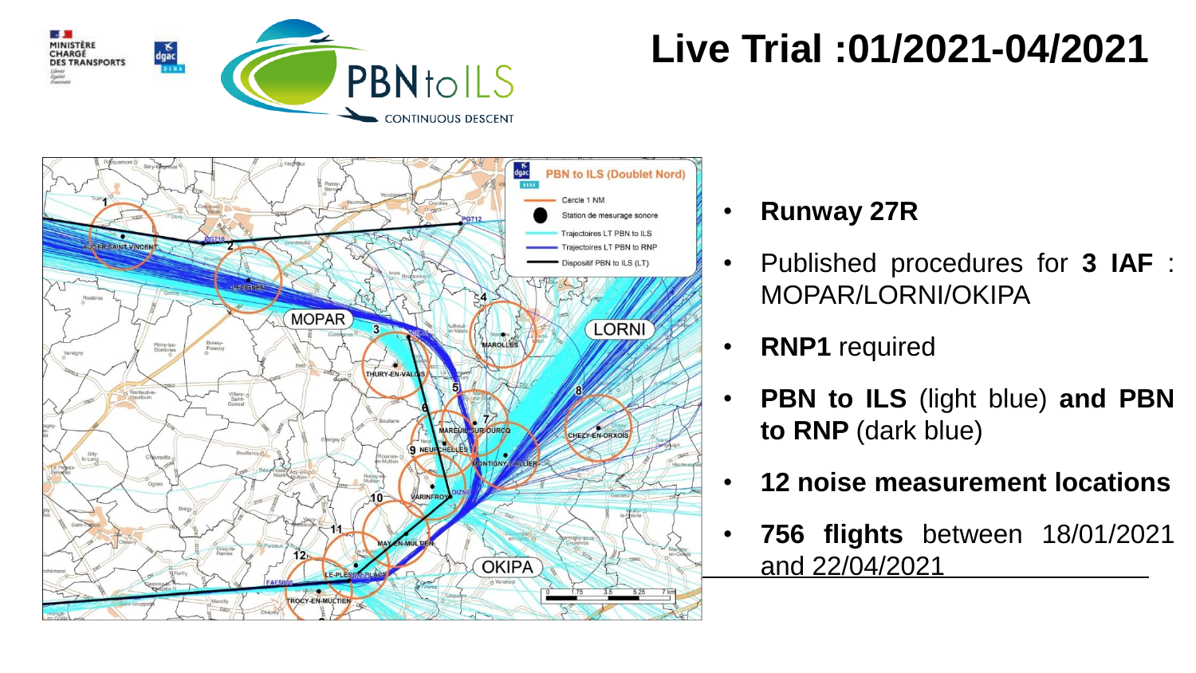# Live Trial :01/2021-04/2021

- **Runway 27R**
- Published procedures for **3 IAF** : MOPAR/LORNI/OKIPA
- **RNP1** required
- **PBN to ILS** (light blue) **and PBN to RNP** (dark blue)
- **12 noise measurement locations**
- **756 flights** between 18/01/2021 and 22/04/2021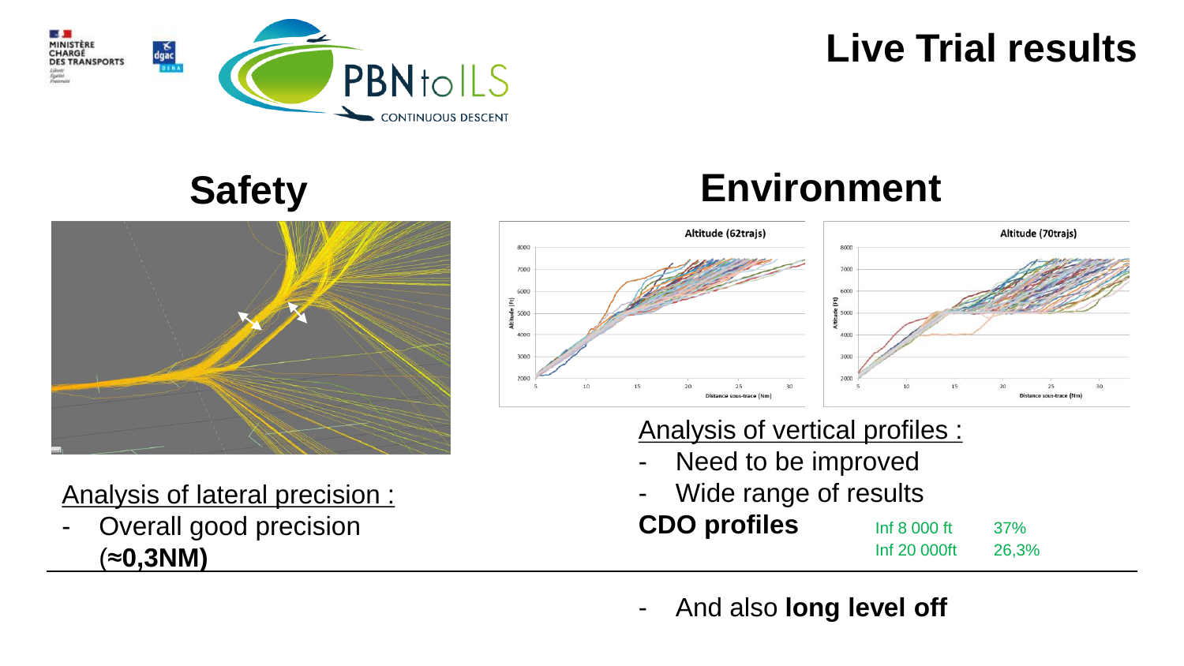# Live Trial results

## Safety

Analysis of lateral precision :

- Overall good precision (≈**0,3NM)**

## Environment

Analysis of vertical profiles :

- Need to be improved
- Wide range of results

**CDO profiles**

| | |
|---|---|
| Inf 8 000 ft | 37% |
| Inf 20 000ft | 26,3% |

- And also **long level off**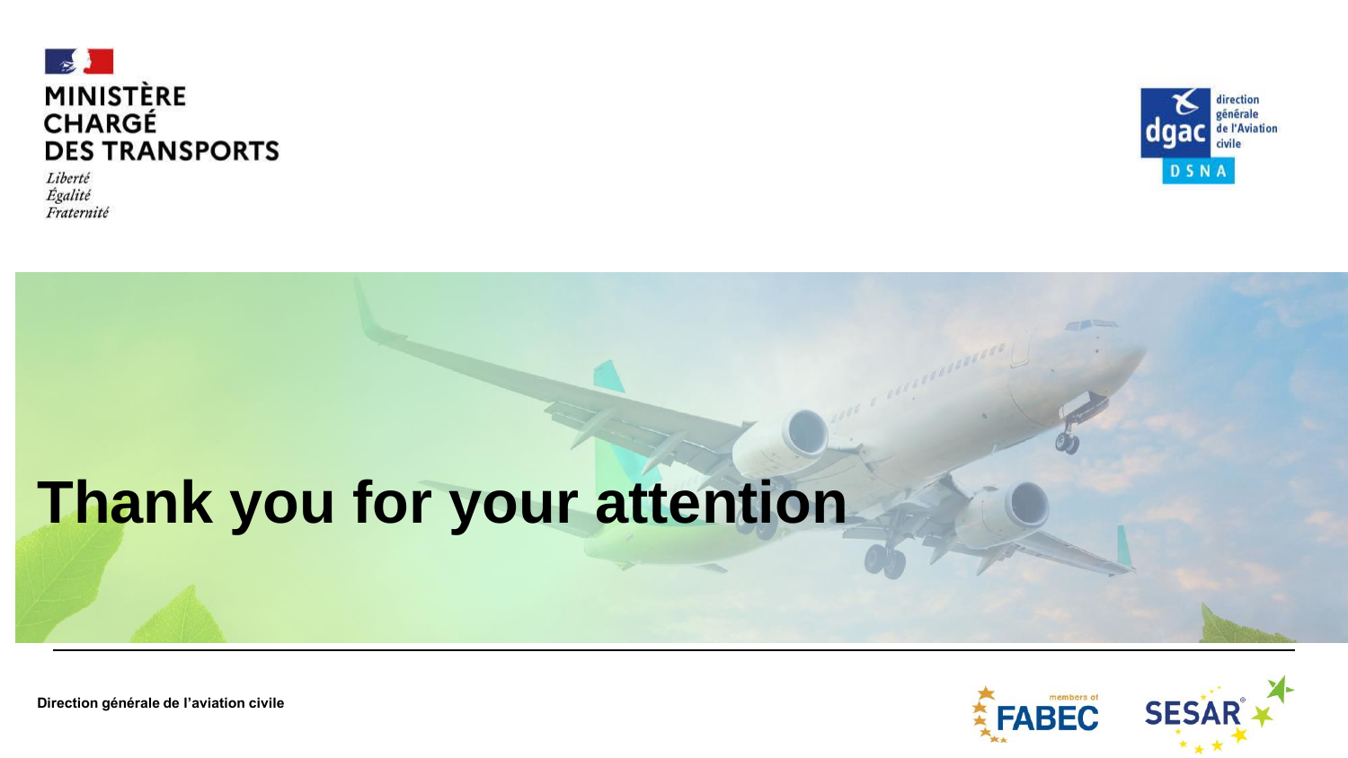MINISTÈRE
CHARGÉ
DES TRANSPORTS

*Liberté*
*Égalité*
*Fraternité*

# Thank you for your attention

**Direction générale de l'aviation civile**